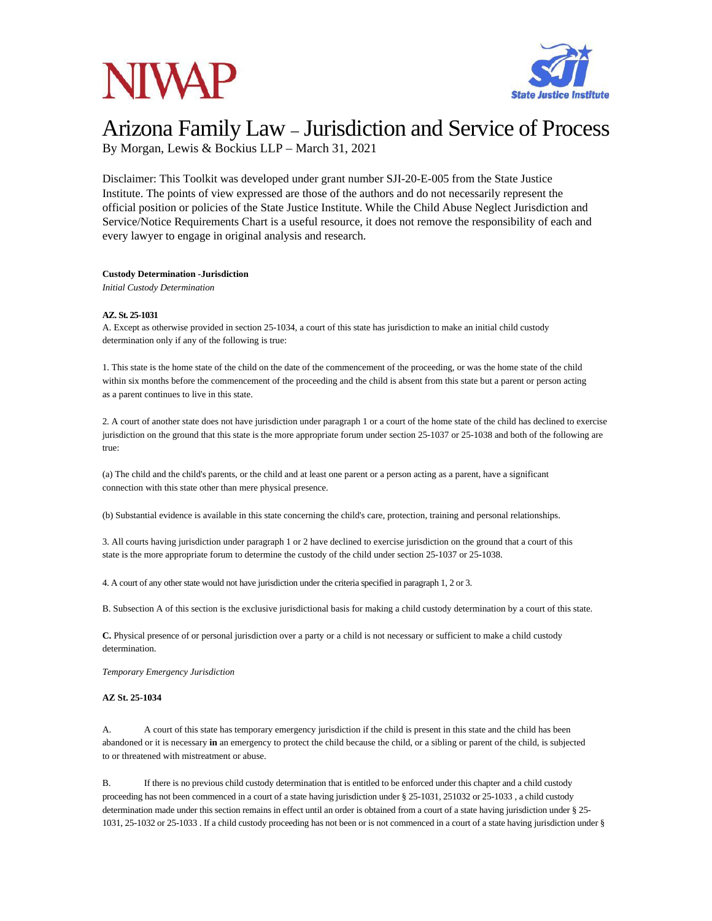# Arizona Family Law – Jurisdiction and Service of Process

By Morgan, Lewis & Bockius LLP – March 31, 2021

Disclaimer: This Toolkit was developed under grant number SJI-20-E-005 from the State Justice Institute. The points of view expressed are those of the authors and do not necessarily represent the official position or policies of the State Justice Institute. While the Child Abuse Neglect Jurisdiction and Service/Notice Requirements Chart is a useful resource, it does not remove the responsibility of each and every lawyer to engage in original analysis and research.

**Custody Determination -Jurisdiction**

*Initial Custody Determination*

**AZ. St. 25-1031**

A. Except as otherwise provided in section 25-1034, a court of this state has jurisdiction to make an initial child custody determination only if any of the following is true:

1. This state is the home state of the child on the date of the commencement of the proceeding, or was the home state of the child within six months before the commencement of the proceeding and the child is absent from this state but a parent or person acting as a parent continues to live in this state.

2. A court of another state does not have jurisdiction under paragraph 1 or a court of the home state of the child has declined to exercise jurisdiction on the ground that this state is the more appropriate forum under section 25-1037 or 25-1038 and both of the following are true:

(a) The child and the child's parents, or the child and at least one parent or a person acting as a parent, have a significant connection with this state other than mere physical presence.

(b) Substantial evidence is available in this state concerning the child's care, protection, training and personal relationships.

3. All courts having jurisdiction under paragraph 1 or 2 have declined to exercise jurisdiction on the ground that a court of this state is the more appropriate forum to determine the custody of the child under section 25-1037 or 25-1038.

4. A court of any other state would not have jurisdiction under the criteria specified in paragraph 1, 2 or 3.

B. Subsection A of this section is the exclusive jurisdictional basis for making a child custody determination by a court of this state.

**C.** Physical presence of or personal jurisdiction over a party or a child is not necessary or sufficient to make a child custody determination.

*Temporary Emergency Jurisdiction*

**AZ St. 25-1034**

A. A court of this state has temporary emergency jurisdiction if the child is present in this state and the child has been abandoned or it is necessary **in** an emergency to protect the child because the child, or a sibling or parent of the child, is subjected to or threatened with mistreatment or abuse.

B. If there is no previous child custody determination that is entitled to be enforced under this chapter and a child custody proceeding has not been commenced in a court of a state having jurisdiction under § 25-1031, 251032 or 25-1033 , a child custody determination made under this section remains in effect until an order is obtained from a court of a state having jurisdiction under § 25-1031, 25-1032 or 25-1033 . If a child custody proceeding has not been or is not commenced in a court of a state having jurisdiction under §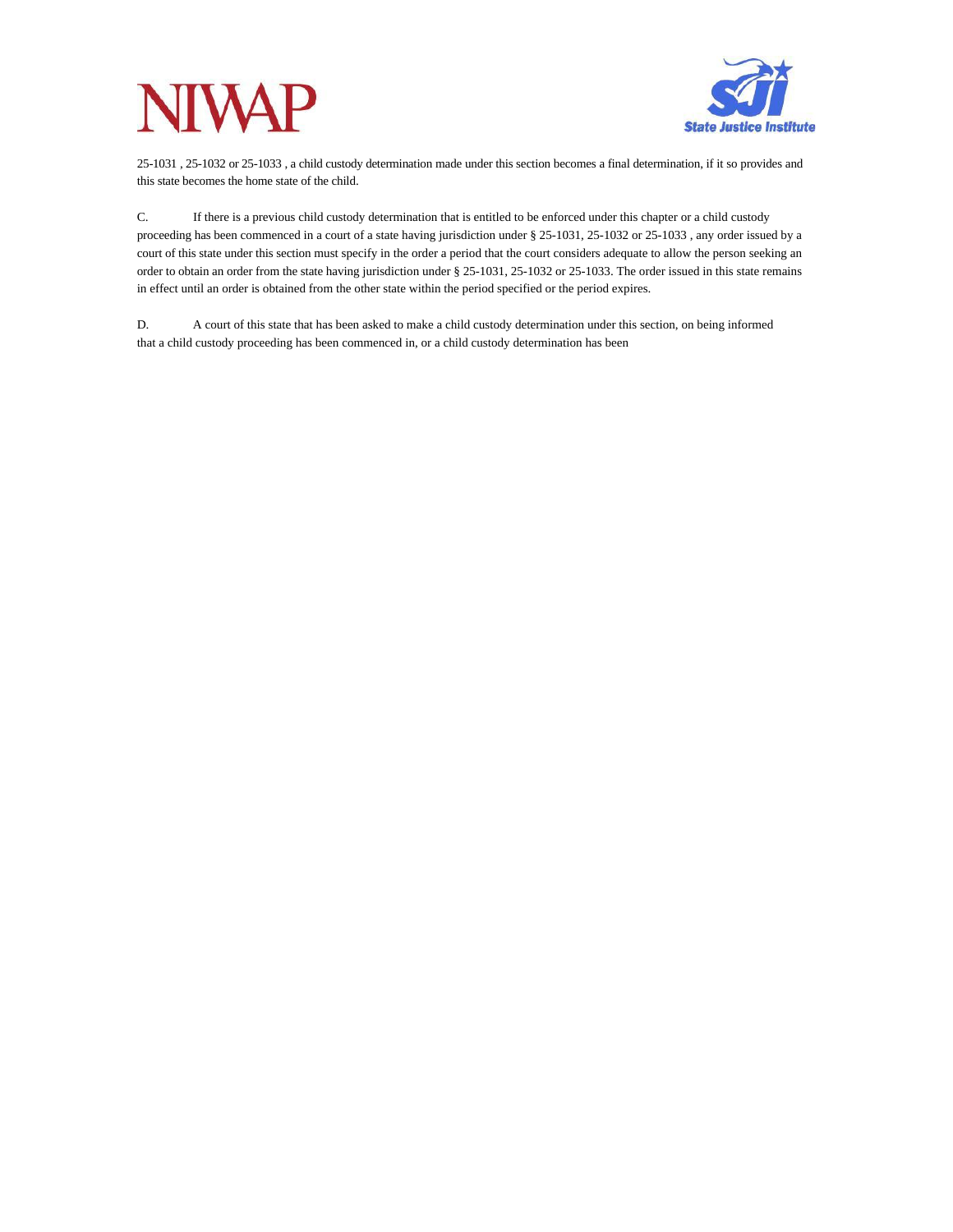25-1031 , 25-1032 or 25-1033 , a child custody determination made under this section becomes a final determination, if it so provides and this state becomes the home state of the child.

C. If there is a previous child custody determination that is entitled to be enforced under this chapter or a child custody proceeding has been commenced in a court of a state having jurisdiction under § 25-1031, 25-1032 or 25-1033 , any order issued by a court of this state under this section must specify in the order a period that the court considers adequate to allow the person seeking an order to obtain an order from the state having jurisdiction under § 25-1031, 25-1032 or 25-1033. The order issued in this state remains in effect until an order is obtained from the other state within the period specified or the period expires.

D. A court of this state that has been asked to make a child custody determination under this section, on being informed that a child custody proceeding has been commenced in, or a child custody determination has been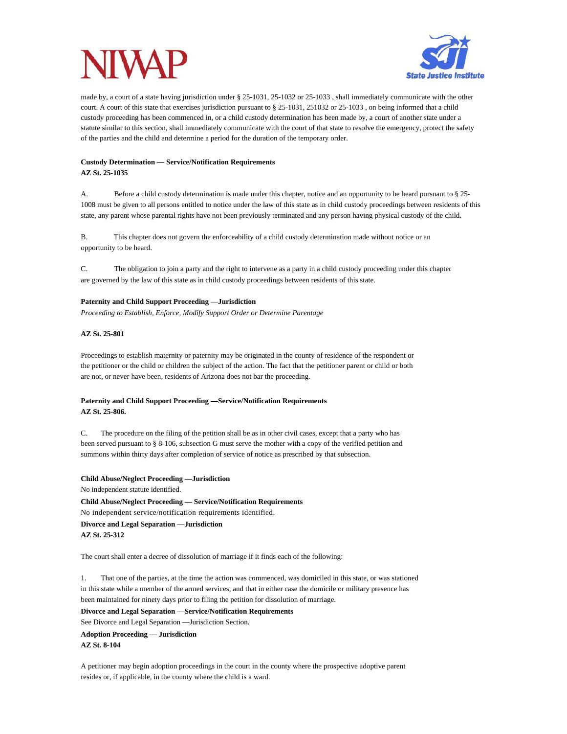made by, a court of a state having jurisdiction under § 25-1031, 25-1032 or 25-1033 , shall immediately communicate with the other court. A court of this state that exercises jurisdiction pursuant to § 25-1031, 251032 or 25-1033 , on being informed that a child custody proceeding has been commenced in, or a child custody determination has been made by, a court of another state under a statute similar to this section, shall immediately communicate with the court of that state to resolve the emergency, protect the safety of the parties and the child and determine a period for the duration of the temporary order.

**Custody Determination — Service/Notification Requirements**
**AZ St. 25-1035**

A. Before a child custody determination is made under this chapter, notice and an opportunity to be heard pursuant to § 25-1008 must be given to all persons entitled to notice under the law of this state as in child custody proceedings between residents of this state, any parent whose parental rights have not been previously terminated and any person having physical custody of the child.

B. This chapter does not govern the enforceability of a child custody determination made without notice or an opportunity to be heard.

C. The obligation to join a party and the right to intervene as a party in a child custody proceeding under this chapter are governed by the law of this state as in child custody proceedings between residents of this state.

**Paternity and Child Support Proceeding —Jurisdiction**
*Proceeding to Establish, Enforce, Modify Support Order or Determine Parentage*

**AZ St. 25-801**

Proceedings to establish maternity or paternity may be originated in the county of residence of the respondent or the petitioner or the child or children the subject of the action. The fact that the petitioner parent or child or both are not, or never have been, residents of Arizona does not bar the proceeding.

**Paternity and Child Support Proceeding —Service/Notification Requirements**
**AZ St. 25-806.**

C. The procedure on the filing of the petition shall be as in other civil cases, except that a party who has been served pursuant to § 8-106, subsection G must serve the mother with a copy of the verified petition and summons within thirty days after completion of service of notice as prescribed by that subsection.

**Child Abuse/Neglect Proceeding —Jurisdiction**
No independent statute identified.

**Child Abuse/Neglect Proceeding — Service/Notification Requirements**
No independent service/notification requirements identified.

**Divorce and Legal Separation —Jurisdiction**
**AZ St. 25-312**

The court shall enter a decree of dissolution of marriage if it finds each of the following:

1. That one of the parties, at the time the action was commenced, was domiciled in this state, or was stationed in this state while a member of the armed services, and that in either case the domicile or military presence has been maintained for ninety days prior to filing the petition for dissolution of marriage.

**Divorce and Legal Separation —Service/Notification Requirements**
See Divorce and Legal Separation —Jurisdiction Section.

**Adoption Proceeding — Jurisdiction**
**AZ St. 8-104**

A petitioner may begin adoption proceedings in the court in the county where the prospective adoptive parent resides or, if applicable, in the county where the child is a ward.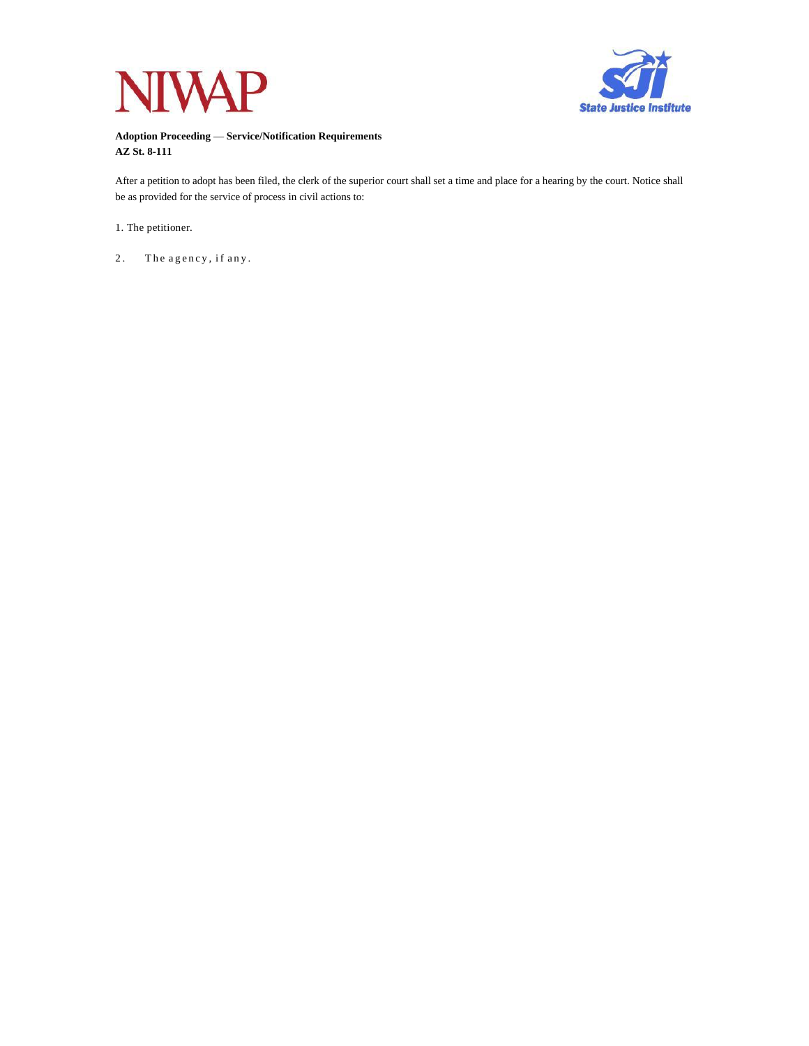**Adoption Proceeding — Service/Notification Requirements**
**AZ St. 8-111**

After a petition to adopt has been filed, the clerk of the superior court shall set a time and place for a hearing by the court. Notice shall be as provided for the service of process in civil actions to:

1. The petitioner.

2. The agency, if any.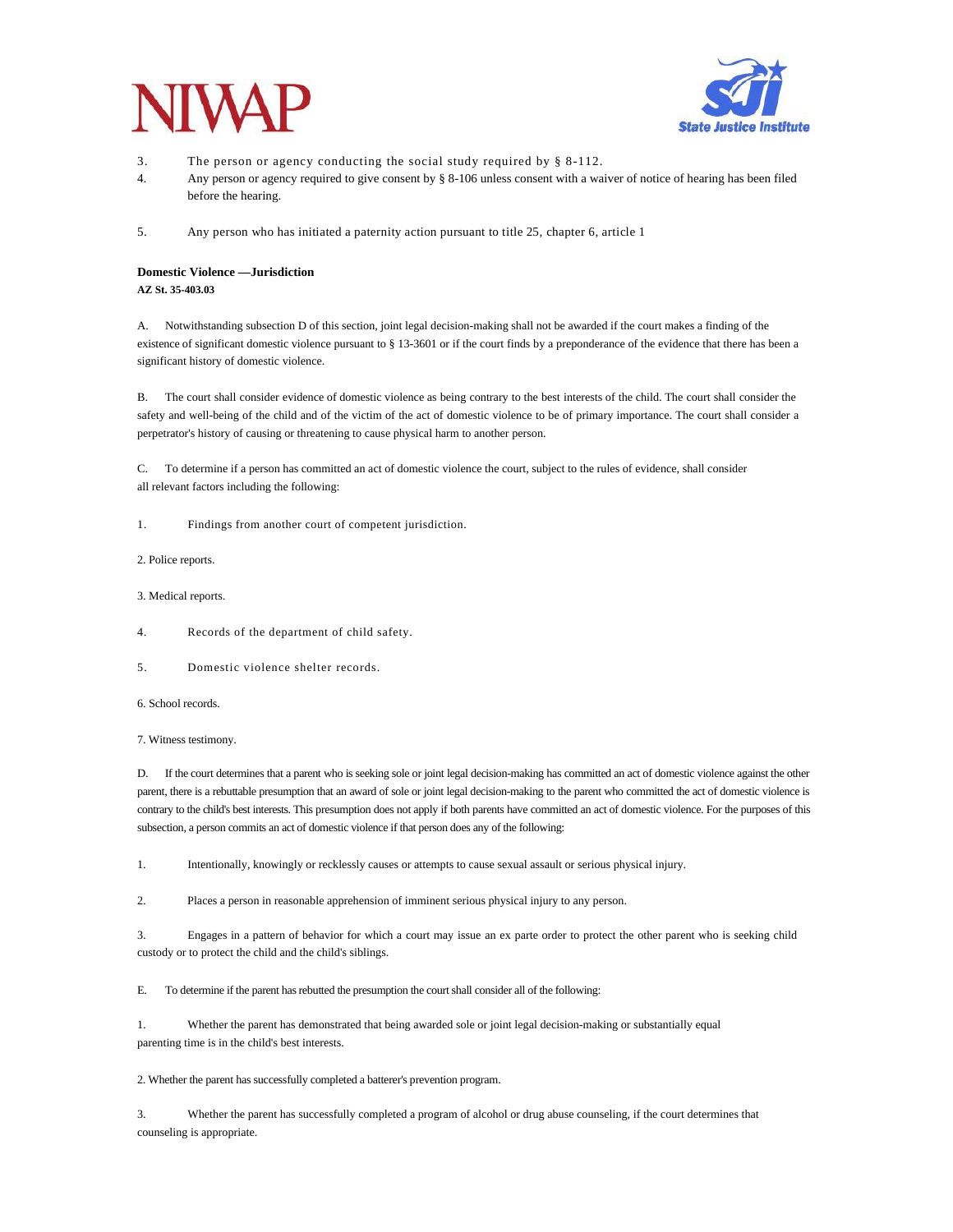3. The person or agency conducting the social study required by § 8-112.
4. Any person or agency required to give consent by § 8-106 unless consent with a waiver of notice of hearing has been filed before the hearing.

5. Any person who has initiated a paternity action pursuant to title 25, chapter 6, article 1

**Domestic Violence —Jurisdiction**
**AZ St. 35-403.03**

A. Notwithstanding subsection D of this section, joint legal decision-making shall not be awarded if the court makes a finding of the existence of significant domestic violence pursuant to § 13-3601 or if the court finds by a preponderance of the evidence that there has been a significant history of domestic violence.

B. The court shall consider evidence of domestic violence as being contrary to the best interests of the child. The court shall consider the safety and well-being of the child and of the victim of the act of domestic violence to be of primary importance. The court shall consider a perpetrator's history of causing or threatening to cause physical harm to another person.

C. To determine if a person has committed an act of domestic violence the court, subject to the rules of evidence, shall consider all relevant factors including the following:

1. Findings from another court of competent jurisdiction.

2. Police reports.

3. Medical reports.

4. Records of the department of child safety.

5. Domestic violence shelter records.

6. School records.

7. Witness testimony.

D. If the court determines that a parent who is seeking sole or joint legal decision-making has committed an act of domestic violence against the other parent, there is a rebuttable presumption that an award of sole or joint legal decision-making to the parent who committed the act of domestic violence is contrary to the child's best interests. This presumption does not apply if both parents have committed an act of domestic violence. For the purposes of this subsection, a person commits an act of domestic violence if that person does any of the following:

1. Intentionally, knowingly or recklessly causes or attempts to cause sexual assault or serious physical injury.

2. Places a person in reasonable apprehension of imminent serious physical injury to any person.

3. Engages in a pattern of behavior for which a court may issue an ex parte order to protect the other parent who is seeking child custody or to protect the child and the child's siblings.

E. To determine if the parent has rebutted the presumption the court shall consider all of the following:

1. Whether the parent has demonstrated that being awarded sole or joint legal decision-making or substantially equal parenting time is in the child's best interests.

2. Whether the parent has successfully completed a batterer's prevention program.

3. Whether the parent has successfully completed a program of alcohol or drug abuse counseling, if the court determines that counseling is appropriate.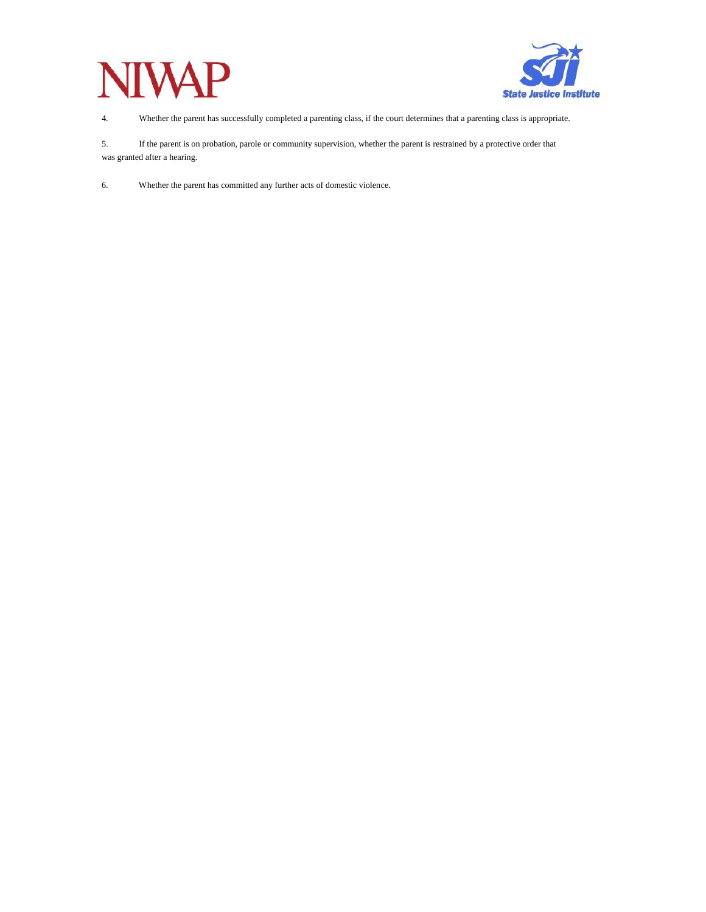4. Whether the parent has successfully completed a parenting class, if the court determines that a parenting class is appropriate.

5. If the parent is on probation, parole or community supervision, whether the parent is restrained by a protective order that was granted after a hearing.

6. Whether the parent has committed any further acts of domestic violence.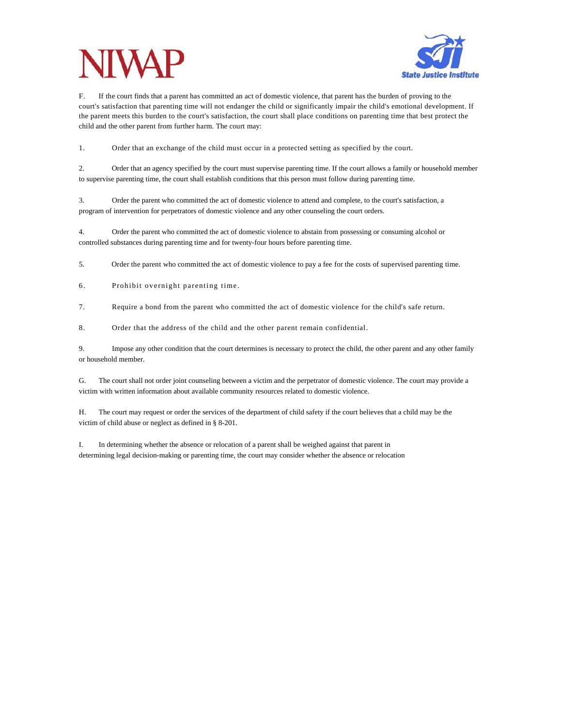F. If the court finds that a parent has committed an act of domestic violence, that parent has the burden of proving to the court's satisfaction that parenting time will not endanger the child or significantly impair the child's emotional development. If the parent meets this burden to the court's satisfaction, the court shall place conditions on parenting time that best protect the child and the other parent from further harm. The court may:

1. Order that an exchange of the child must occur in a protected setting as specified by the court.

2. Order that an agency specified by the court must supervise parenting time. If the court allows a family or household member to supervise parenting time, the court shall establish conditions that this person must follow during parenting time.

3. Order the parent who committed the act of domestic violence to attend and complete, to the court's satisfaction, a program of intervention for perpetrators of domestic violence and any other counseling the court orders.

4. Order the parent who committed the act of domestic violence to abstain from possessing or consuming alcohol or controlled substances during parenting time and for twenty-four hours before parenting time.

5. Order the parent who committed the act of domestic violence to pay a fee for the costs of supervised parenting time.

6. Prohibit overnight parenting time.

7. Require a bond from the parent who committed the act of domestic violence for the child's safe return.

8. Order that the address of the child and the other parent remain confidential.

9. Impose any other condition that the court determines is necessary to protect the child, the other parent and any other family or household member.

G. The court shall not order joint counseling between a victim and the perpetrator of domestic violence. The court may provide a victim with written information about available community resources related to domestic violence.

H. The court may request or order the services of the department of child safety if the court believes that a child may be the victim of child abuse or neglect as defined in § 8-201.

I. In determining whether the absence or relocation of a parent shall be weighed against that parent in determining legal decision-making or parenting time, the court may consider whether the absence or relocation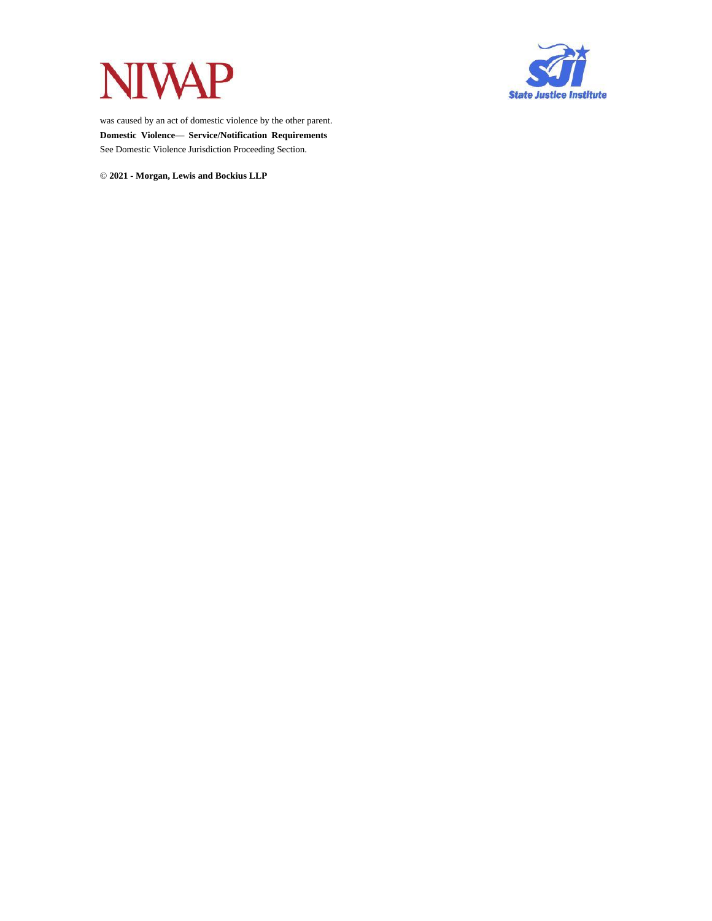was caused by an act of domestic violence by the other parent.

**Domestic Violence— Service/Notification Requirements**

See Domestic Violence Jurisdiction Proceeding Section.

**© 2021 - Morgan, Lewis and Bockius LLP**